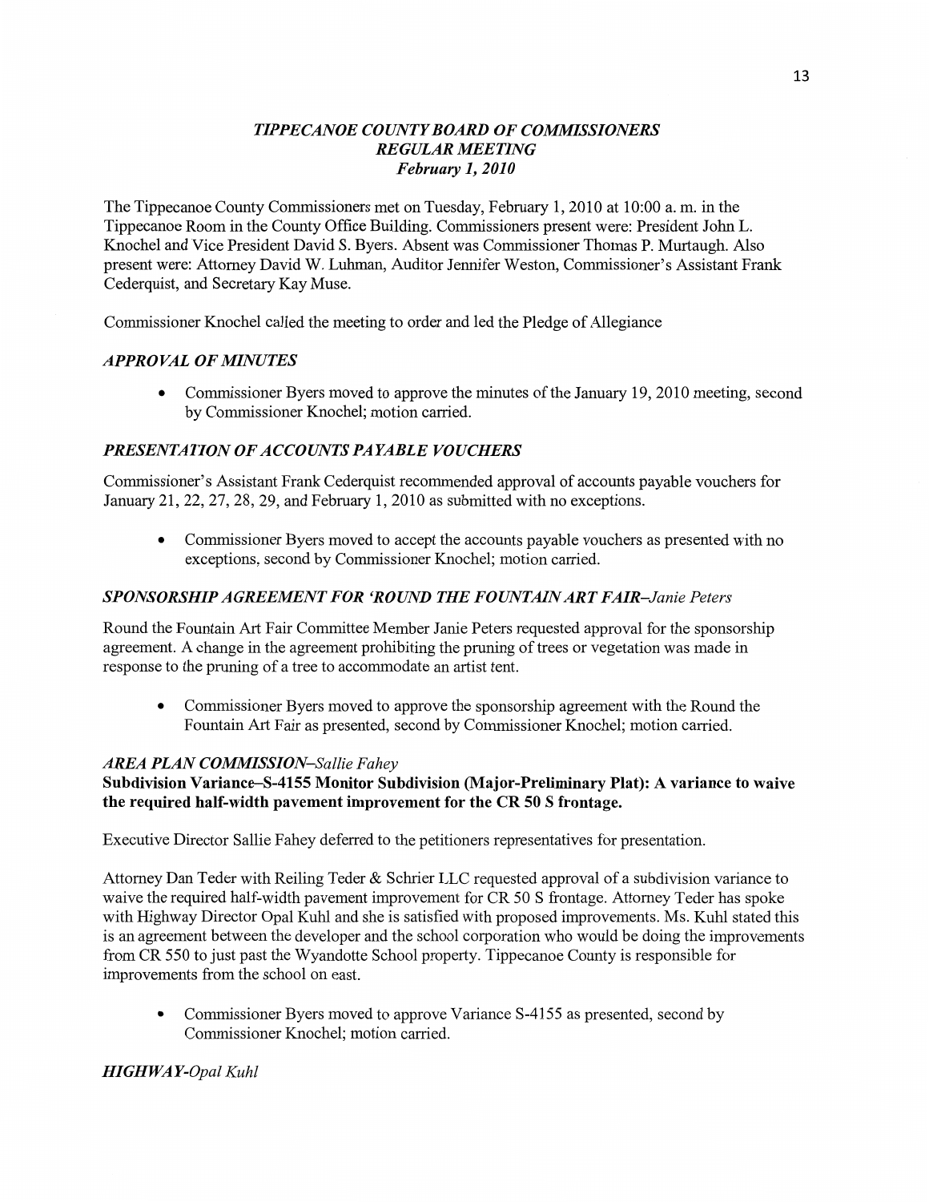# *TIPPECANOE COUNTY BOARD OF COMMISSIONERS*
## *REGULAR MEETING*
### *February 1, 2010*

The Tippecanoe County Commissioners met on Tuesday, February 1, 2010 at 10:00 a. m. in the Tippecanoe Room in the County Office Building. Commissioners present were: President John L. Knochel and Vice President David S. Byers. Absent was Commissioner Thomas P. Murtaugh. Also present were: Attorney David W. Luhman, Auditor Jennifer Weston, Commissioner's Assistant Frank Cederquist, and Secretary Kay Muse.

Commissioner Knochel called the meeting to order and led the Pledge of Allegiance

### *APPROVAL OF MINUTES*

- Commissioner Byers moved to approve the minutes of the January 19, 2010 meeting, second by Commissioner Knochel; motion carried.

### *PRESENTATION OF ACCOUNTS PAYABLE VOUCHERS*

Commissioner's Assistant Frank Cederquist recommended approval of accounts payable vouchers for January 21, 22, 27, 28, 29, and February 1, 2010 as submitted with no exceptions.

- Commissioner Byers moved to accept the accounts payable vouchers as presented with no exceptions, second by Commissioner Knochel; motion carried.

### *SPONSORSHIP AGREEMENT FOR 'ROUND THE FOUNTAIN ART FAIR–Janie Peters*

Round the Fountain Art Fair Committee Member Janie Peters requested approval for the sponsorship agreement. A change in the agreement prohibiting the pruning of trees or vegetation was made in response to the pruning of a tree to accommodate an artist tent.

- Commissioner Byers moved to approve the sponsorship agreement with the Round the Fountain Art Fair as presented, second by Commissioner Knochel; motion carried.

### *AREA PLAN COMMISSION–Sallie Fahey*

**Subdivision Variance–S-4155 Monitor Subdivision (Major-Preliminary Plat): A variance to waive the required half-width pavement improvement for the CR 50 S frontage.**

Executive Director Sallie Fahey deferred to the petitioners representatives for presentation.

Attorney Dan Teder with Reiling Teder & Schrier LLC requested approval of a subdivision variance to waive the required half-width pavement improvement for CR 50 S frontage. Attorney Teder has spoke with Highway Director Opal Kuhl and she is satisfied with proposed improvements. Ms. Kuhl stated this is an agreement between the developer and the school corporation who would be doing the improvements from CR 550 to just past the Wyandotte School property. Tippecanoe County is responsible for improvements from the school on east.

- Commissioner Byers moved to approve Variance S-4155 as presented, second by Commissioner Knochel; motion carried.

### *HIGHWAY-Opal Kuhl*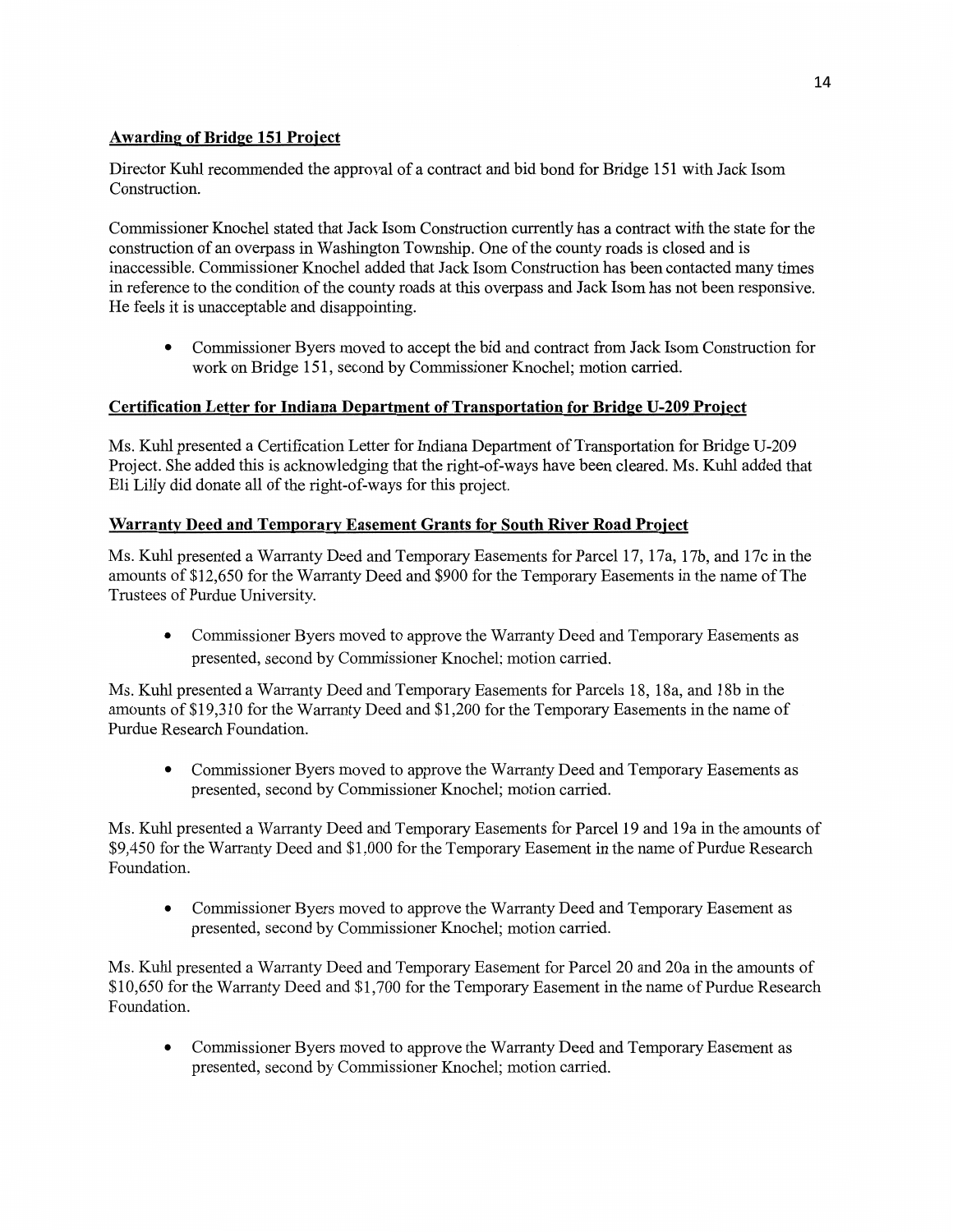**Awarding of Bridge 151 Project**

Director Kuhl recommended the approval of a contract and bid bond for Bridge 151 with Jack Isom Construction.

Commissioner Knochel stated that Jack Isom Construction currently has a contract with the state for the construction of an overpass in Washington Township. One of the county roads is closed and is inaccessible. Commissioner Knochel added that Jack Isom Construction has been contacted many times in reference to the condition of the county roads at this overpass and Jack Isom has not been responsive. He feels it is unacceptable and disappointing.

- Commissioner Byers moved to accept the bid and contract from Jack Isom Construction for work on Bridge 151, second by Commissioner Knochel; motion carried.

**Certification Letter for Indiana Department of Transportation for Bridge U-209 Project**

Ms. Kuhl presented a Certification Letter for Indiana Department of Transportation for Bridge U-209 Project. She added this is acknowledging that the right-of-ways have been cleared. Ms. Kuhl added that Eli Lilly did donate all of the right-of-ways for this project.

**Warranty Deed and Temporary Easement Grants for South River Road Project**

Ms. Kuhl presented a Warranty Deed and Temporary Easements for Parcel 17, 17a, 17b, and 17c in the amounts of $12,650 for the Warranty Deed and $900 for the Temporary Easements in the name of The Trustees of Purdue University.

- Commissioner Byers moved to approve the Warranty Deed and Temporary Easements as presented, second by Commissioner Knochel; motion carried.

Ms. Kuhl presented a Warranty Deed and Temporary Easements for Parcels 18, 18a, and 18b in the amounts of $19,310 for the Warranty Deed and $1,200 for the Temporary Easements in the name of Purdue Research Foundation.

- Commissioner Byers moved to approve the Warranty Deed and Temporary Easements as presented, second by Commissioner Knochel; motion carried.

Ms. Kuhl presented a Warranty Deed and Temporary Easements for Parcel 19 and 19a in the amounts of $9,450 for the Warranty Deed and $1,000 for the Temporary Easement in the name of Purdue Research Foundation.

- Commissioner Byers moved to approve the Warranty Deed and Temporary Easement as presented, second by Commissioner Knochel; motion carried.

Ms. Kuhl presented a Warranty Deed and Temporary Easement for Parcel 20 and 20a in the amounts of $10,650 for the Warranty Deed and $1,700 for the Temporary Easement in the name of Purdue Research Foundation.

- Commissioner Byers moved to approve the Warranty Deed and Temporary Easement as presented, second by Commissioner Knochel; motion carried.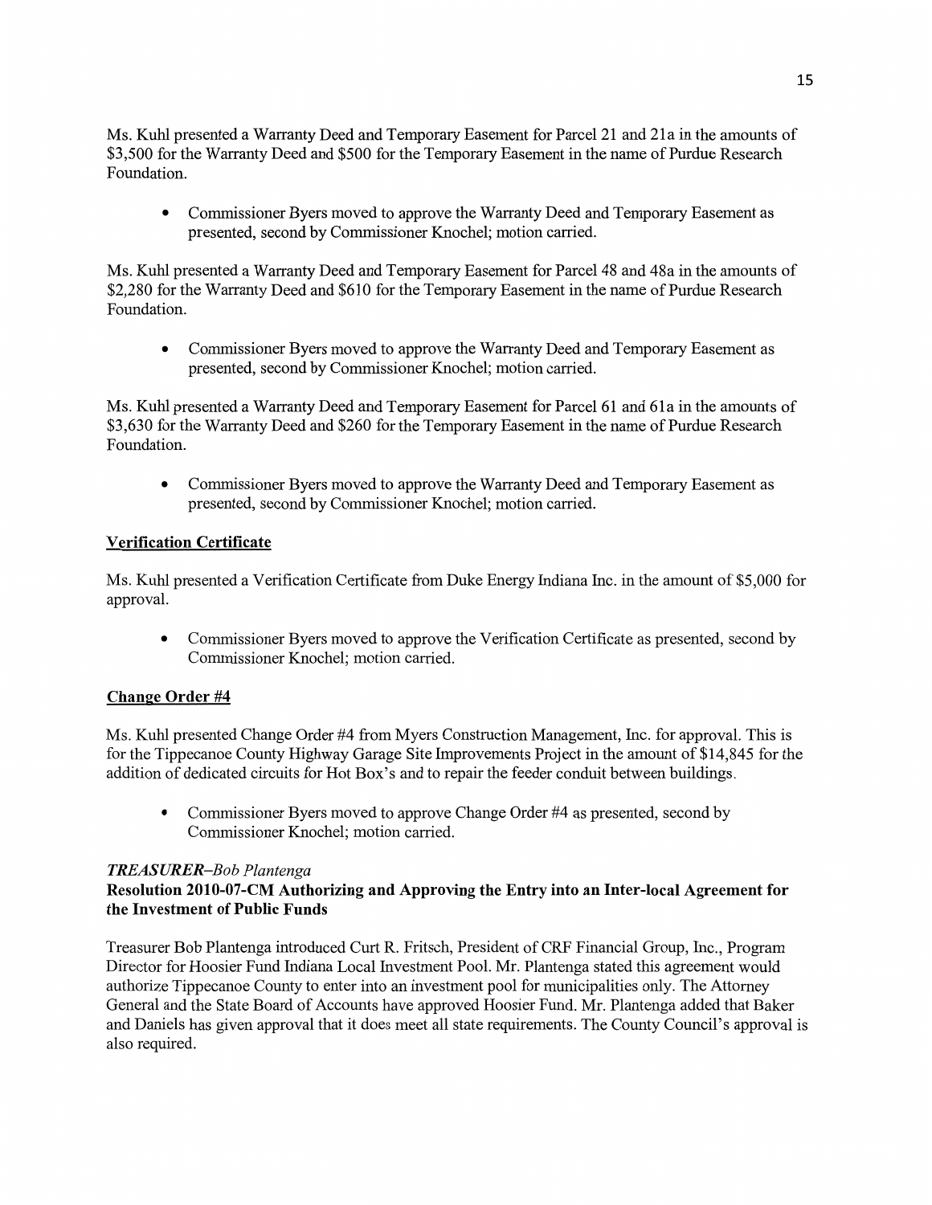Ms. Kuhl presented a Warranty Deed and Temporary Easement for Parcel 21 and 21a in the amounts of $3,500 for the Warranty Deed and $500 for the Temporary Easement in the name of Purdue Research Foundation.

- Commissioner Byers moved to approve the Warranty Deed and Temporary Easement as presented, second by Commissioner Knochel; motion carried.

Ms. Kuhl presented a Warranty Deed and Temporary Easement for Parcel 48 and 48a in the amounts of $2,280 for the Warranty Deed and $610 for the Temporary Easement in the name of Purdue Research Foundation.

- Commissioner Byers moved to approve the Warranty Deed and Temporary Easement as presented, second by Commissioner Knochel; motion carried.

Ms. Kuhl presented a Warranty Deed and Temporary Easement for Parcel 61 and 61a in the amounts of $3,630 for the Warranty Deed and $260 for the Temporary Easement in the name of Purdue Research Foundation.

- Commissioner Byers moved to approve the Warranty Deed and Temporary Easement as presented, second by Commissioner Knochel; motion carried.

**Verification Certificate**

Ms. Kuhl presented a Verification Certificate from Duke Energy Indiana Inc. in the amount of $5,000 for approval.

- Commissioner Byers moved to approve the Verification Certificate as presented, second by Commissioner Knochel; motion carried.

**Change Order #4**

Ms. Kuhl presented Change Order #4 from Myers Construction Management, Inc. for approval. This is for the Tippecanoe County Highway Garage Site Improvements Project in the amount of $14,845 for the addition of dedicated circuits for Hot Box's and to repair the feeder conduit between buildings.

- Commissioner Byers moved to approve Change Order #4 as presented, second by Commissioner Knochel; motion carried.

***TREASURER–Bob Plantenga***

**Resolution 2010-07-CM Authorizing and Approving the Entry into an Inter-local Agreement for the Investment of Public Funds**

Treasurer Bob Plantenga introduced Curt R. Fritsch, President of CRF Financial Group, Inc., Program Director for Hoosier Fund Indiana Local Investment Pool. Mr. Plantenga stated this agreement would authorize Tippecanoe County to enter into an investment pool for municipalities only. The Attorney General and the State Board of Accounts have approved Hoosier Fund. Mr. Plantenga added that Baker and Daniels has given approval that it does meet all state requirements. The County Council's approval is also required.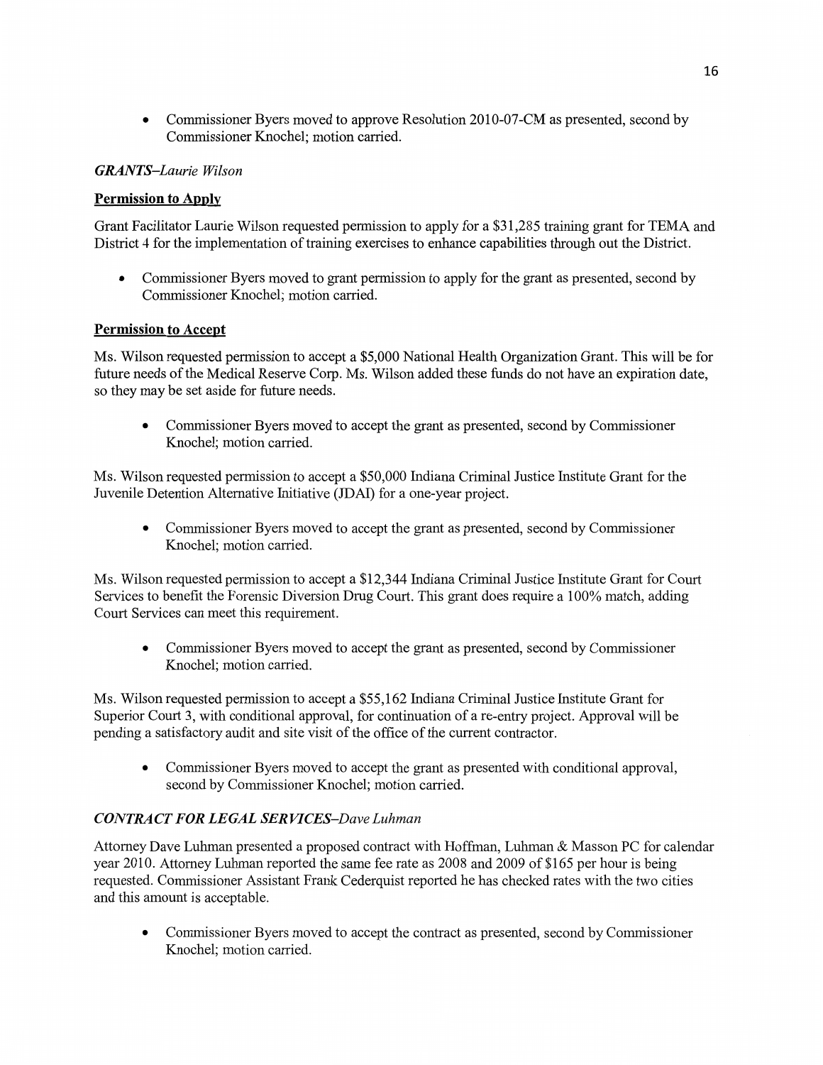- Commissioner Byers moved to approve Resolution 2010-07-CM as presented, second by Commissioner Knochel; motion carried.

### *GRANTS–Laurie Wilson*

**Permission to Apply**

Grant Facilitator Laurie Wilson requested permission to apply for a $31,285 training grant for TEMA and District 4 for the implementation of training exercises to enhance capabilities through out the District.

- Commissioner Byers moved to grant permission to apply for the grant as presented, second by Commissioner Knochel; motion carried.

**Permission to Accept**

Ms. Wilson requested permission to accept a $5,000 National Health Organization Grant. This will be for future needs of the Medical Reserve Corp. Ms. Wilson added these funds do not have an expiration date, so they may be set aside for future needs.

- Commissioner Byers moved to accept the grant as presented, second by Commissioner Knochel; motion carried.

Ms. Wilson requested permission to accept a $50,000 Indiana Criminal Justice Institute Grant for the Juvenile Detention Alternative Initiative (JDAI) for a one-year project.

- Commissioner Byers moved to accept the grant as presented, second by Commissioner Knochel; motion carried.

Ms. Wilson requested permission to accept a $12,344 Indiana Criminal Justice Institute Grant for Court Services to benefit the Forensic Diversion Drug Court. This grant does require a 100% match, adding Court Services can meet this requirement.

- Commissioner Byers moved to accept the grant as presented, second by Commissioner Knochel; motion carried.

Ms. Wilson requested permission to accept a $55,162 Indiana Criminal Justice Institute Grant for Superior Court 3, with conditional approval, for continuation of a re-entry project. Approval will be pending a satisfactory audit and site visit of the office of the current contractor.

- Commissioner Byers moved to accept the grant as presented with conditional approval, second by Commissioner Knochel; motion carried.

### *CONTRACT FOR LEGAL SERVICES–Dave Luhman*

Attorney Dave Luhman presented a proposed contract with Hoffman, Luhman & Masson PC for calendar year 2010. Attorney Luhman reported the same fee rate as 2008 and 2009 of $165 per hour is being requested. Commissioner Assistant Frank Cederquist reported he has checked rates with the two cities and this amount is acceptable.

- Commissioner Byers moved to accept the contract as presented, second by Commissioner Knochel; motion carried.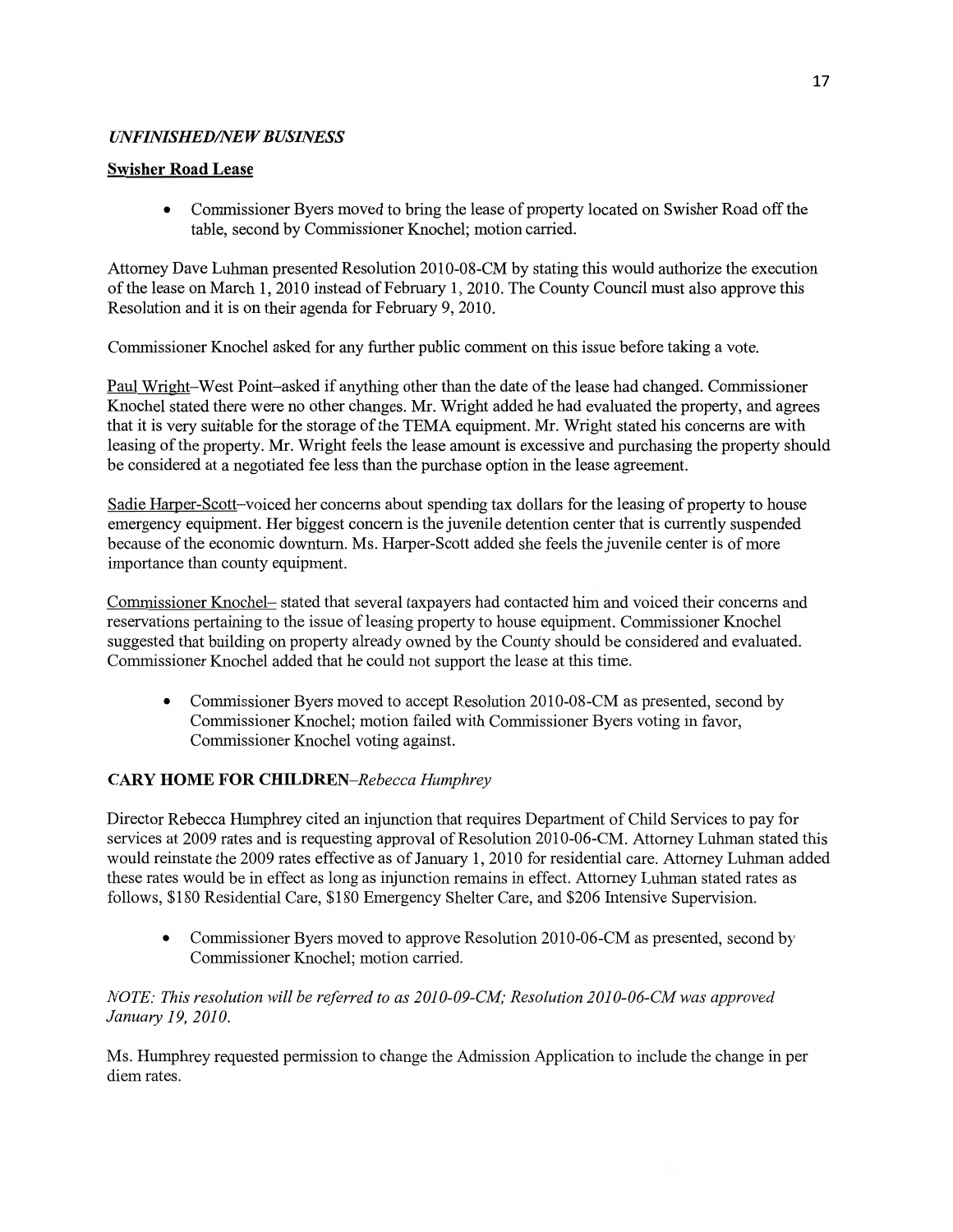### *UNFINISHED/NEW BUSINESS*

**Swisher Road Lease**

- Commissioner Byers moved to bring the lease of property located on Swisher Road off the table, second by Commissioner Knochel; motion carried.

Attorney Dave Luhman presented Resolution 2010-08-CM by stating this would authorize the execution of the lease on March 1, 2010 instead of February 1, 2010. The County Council must also approve this Resolution and it is on their agenda for February 9, 2010.

Commissioner Knochel asked for any further public comment on this issue before taking a vote.

Paul Wright–West Point–asked if anything other than the date of the lease had changed. Commissioner Knochel stated there were no other changes. Mr. Wright added he had evaluated the property, and agrees that it is very suitable for the storage of the TEMA equipment. Mr. Wright stated his concerns are with leasing of the property. Mr. Wright feels the lease amount is excessive and purchasing the property should be considered at a negotiated fee less than the purchase option in the lease agreement.

Sadie Harper-Scott–voiced her concerns about spending tax dollars for the leasing of property to house emergency equipment. Her biggest concern is the juvenile detention center that is currently suspended because of the economic downturn. Ms. Harper-Scott added she feels the juvenile center is of more importance than county equipment.

Commissioner Knochel– stated that several taxpayers had contacted him and voiced their concerns and reservations pertaining to the issue of leasing property to house equipment. Commissioner Knochel suggested that building on property already owned by the County should be considered and evaluated. Commissioner Knochel added that he could not support the lease at this time.

- Commissioner Byers moved to accept Resolution 2010-08-CM as presented, second by Commissioner Knochel; motion failed with Commissioner Byers voting in favor, Commissioner Knochel voting against.

**CARY HOME FOR CHILDREN**–*Rebecca Humphrey*

Director Rebecca Humphrey cited an injunction that requires Department of Child Services to pay for services at 2009 rates and is requesting approval of Resolution 2010-06-CM. Attorney Luhman stated this would reinstate the 2009 rates effective as of January 1, 2010 for residential care. Attorney Luhman added these rates would be in effect as long as injunction remains in effect. Attorney Luhman stated rates as follows, $180 Residential Care, $180 Emergency Shelter Care, and $206 Intensive Supervision.

- Commissioner Byers moved to approve Resolution 2010-06-CM as presented, second by Commissioner Knochel; motion carried.

*NOTE: This resolution will be referred to as 2010-09-CM; Resolution 2010-06-CM was approved January 19, 2010.*

Ms. Humphrey requested permission to change the Admission Application to include the change in per diem rates.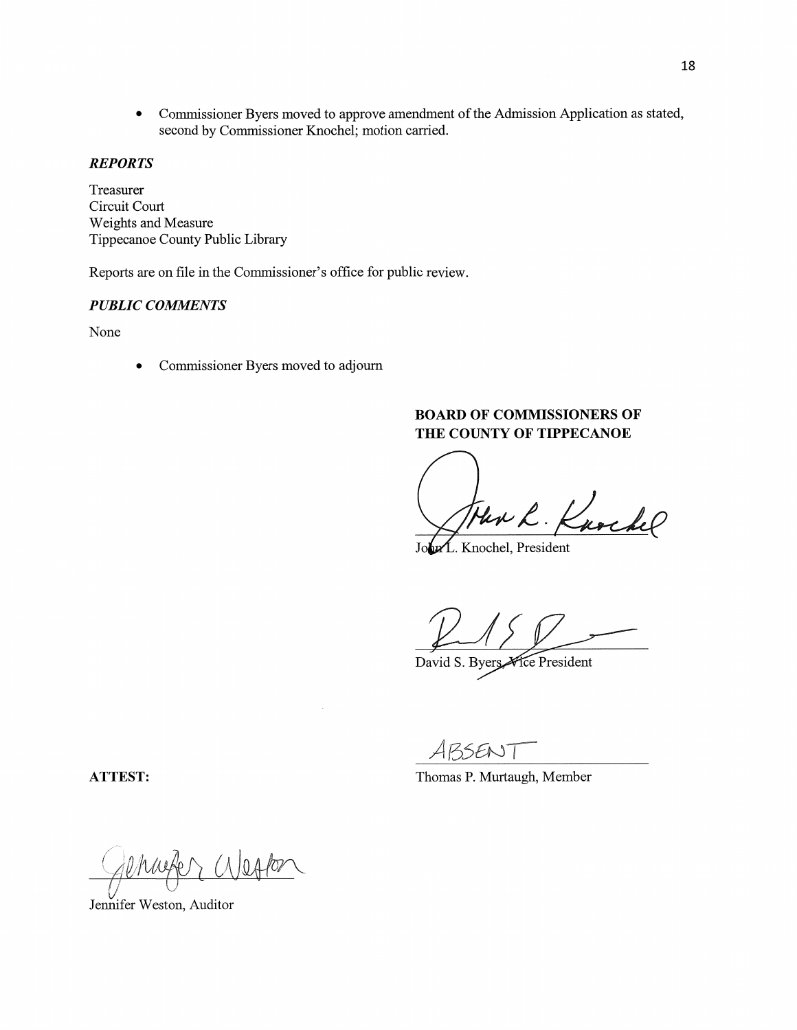- Commissioner Byers moved to approve amendment of the Admission Application as stated, second by Commissioner Knochel; motion carried.

***REPORTS***

Treasurer
Circuit Court
Weights and Measure
Tippecanoe County Public Library

Reports are on file in the Commissioner's office for public review.

***PUBLIC COMMENTS***

None

- Commissioner Byers moved to adjourn

**BOARD OF COMMISSIONERS OF THE COUNTY OF TIPPECANOE**

John L. Knochel, President

David S. Byers, Vice President

ABSENT

Thomas P. Murtaugh, Member

**ATTEST:**

Jennifer Weston, Auditor